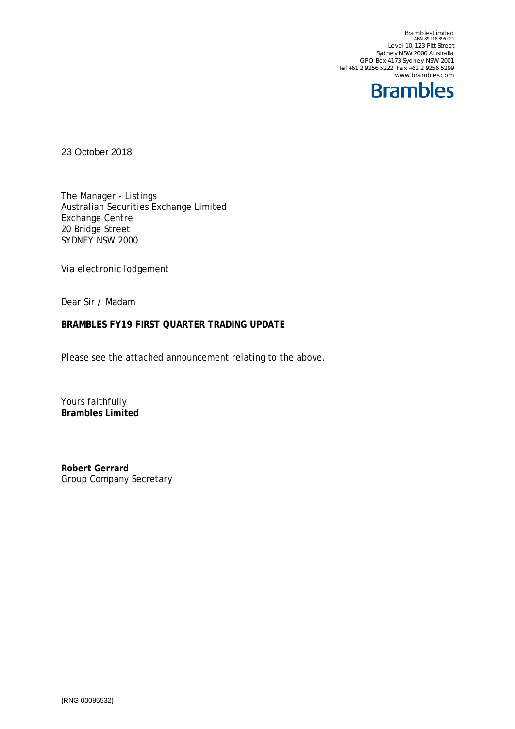Brambles Limited
ABN 89 118 896 021
Level 10, 123 Pitt Street
Sydney NSW 2000 Australia
GPO Box 4173 Sydney NSW 2001
Tel +61 2 9256 5222 Fax +61 2 9256 5299
www.brambles.com

**Brambles**

23 October 2018

The Manager - Listings
Australian Securities Exchange Limited
Exchange Centre
20 Bridge Street
SYDNEY NSW 2000

Via electronic lodgement

Dear Sir / Madam

**BRAMBLES FY19 FIRST QUARTER TRADING UPDATE**

Please see the attached announcement relating to the above.

Yours faithfully
**Brambles Limited**

**Robert Gerrard**
Group Company Secretary

{RNG 00095532}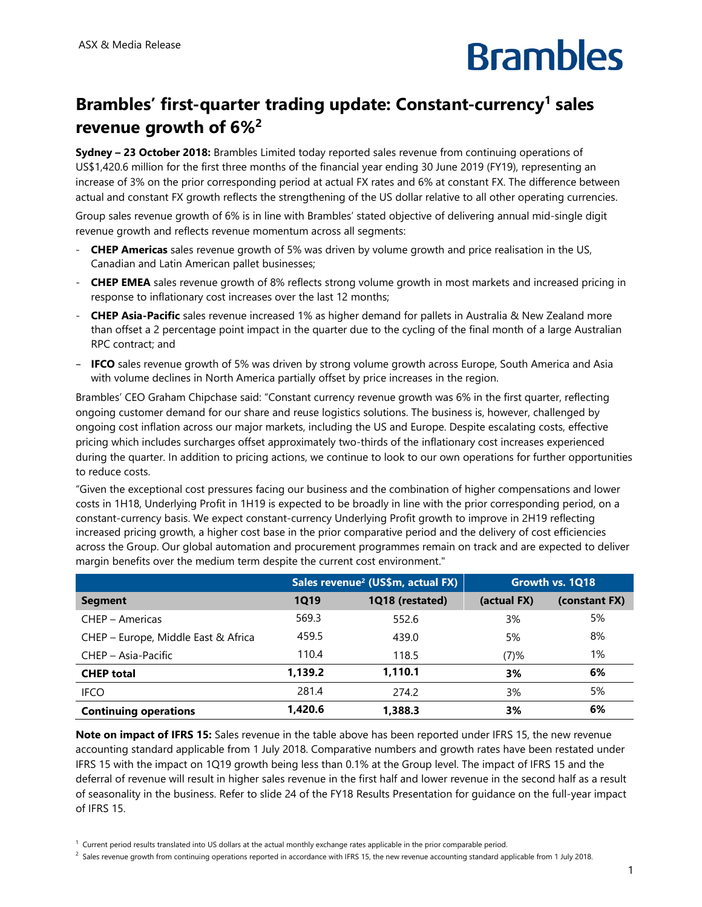ASX & Media Release

# Brambles

## Brambles' first-quarter trading update: Constant-currency[1] sales revenue growth of 6%[2]

**Sydney – 23 October 2018:** Brambles Limited today reported sales revenue from continuing operations of US$1,420.6 million for the first three months of the financial year ending 30 June 2019 (FY19), representing an increase of 3% on the prior corresponding period at actual FX rates and 6% at constant FX. The difference between actual and constant FX growth reflects the strengthening of the US dollar relative to all other operating currencies.

Group sales revenue growth of 6% is in line with Brambles' stated objective of delivering annual mid-single digit revenue growth and reflects revenue momentum across all segments:

- **CHEP Americas** sales revenue growth of 5% was driven by volume growth and price realisation in the US, Canadian and Latin American pallet businesses;
- **CHEP EMEA** sales revenue growth of 8% reflects strong volume growth in most markets and increased pricing in response to inflationary cost increases over the last 12 months;
- **CHEP Asia-Pacific** sales revenue increased 1% as higher demand for pallets in Australia & New Zealand more than offset a 2 percentage point impact in the quarter due to the cycling of the final month of a large Australian RPC contract; and
- **IFCO** sales revenue growth of 5% was driven by strong volume growth across Europe, South America and Asia with volume declines in North America partially offset by price increases in the region.

Brambles' CEO Graham Chipchase said: "Constant currency revenue growth was 6% in the first quarter, reflecting ongoing customer demand for our share and reuse logistics solutions. The business is, however, challenged by ongoing cost inflation across our major markets, including the US and Europe. Despite escalating costs, effective pricing which includes surcharges offset approximately two-thirds of the inflationary cost increases experienced during the quarter. In addition to pricing actions, we continue to look to our own operations for further opportunities to reduce costs.

"Given the exceptional cost pressures facing our business and the combination of higher compensations and lower costs in 1H18, Underlying Profit in 1H19 is expected to be broadly in line with the prior corresponding period, on a constant-currency basis. We expect constant-currency Underlying Profit growth to improve in 2H19 reflecting increased pricing growth, a higher cost base in the prior comparative period and the delivery of cost efficiencies across the Group. Our global automation and procurement programmes remain on track and are expected to deliver margin benefits over the medium term despite the current cost environment."

| | Sales revenue[2] (US$m, actual FX) | | Growth vs. 1Q18 | |
|---|---|---|---|---|
| **Segment** | **1Q19** | **1Q18 (restated)** | **(actual FX)** | **(constant FX)** |
| CHEP – Americas | 569.3 | 552.6 | 3% | 5% |
| CHEP – Europe, Middle East & Africa | 459.5 | 439.0 | 5% | 8% |
| CHEP – Asia-Pacific | 110.4 | 118.5 | (7)% | 1% |
| **CHEP total** | **1,139.2** | **1,110.1** | **3%** | **6%** |
| IFCO | 281.4 | 274.2 | 3% | 5% |
| **Continuing operations** | **1,420.6** | **1,388.3** | **3%** | **6%** |

**Note on impact of IFRS 15:** Sales revenue in the table above has been reported under IFRS 15, the new revenue accounting standard applicable from 1 July 2018. Comparative numbers and growth rates have been restated under IFRS 15 with the impact on 1Q19 growth being less than 0.1% at the Group level. The impact of IFRS 15 and the deferral of revenue will result in higher sales revenue in the first half and lower revenue in the second half as a result of seasonality in the business. Refer to slide 24 of the FY18 Results Presentation for guidance on the full-year impact of IFRS 15.

[1] Current period results translated into US dollars at the actual monthly exchange rates applicable in the prior comparable period.

[2] Sales revenue growth from continuing operations reported in accordance with IFRS 15, the new revenue accounting standard applicable from 1 July 2018.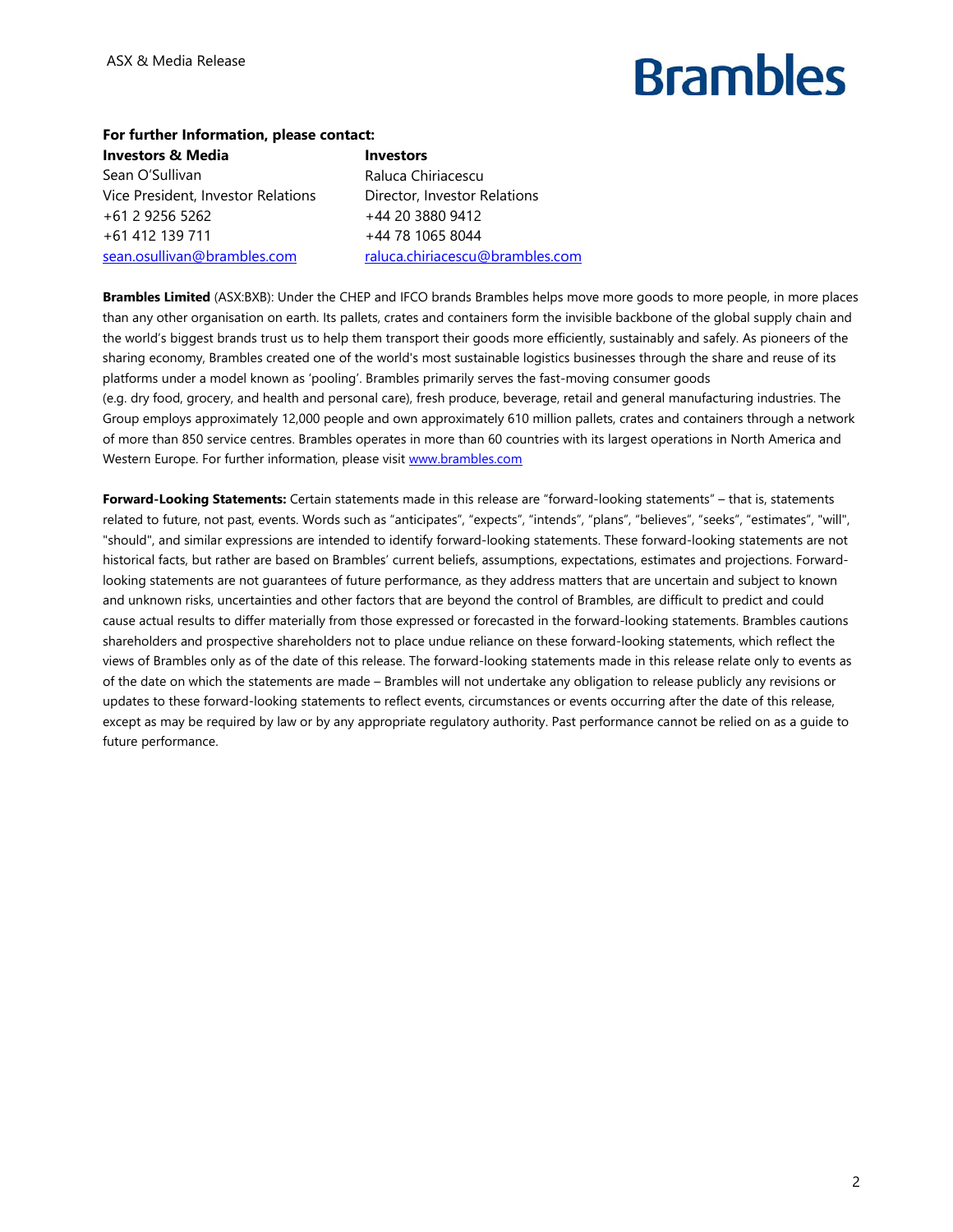**For further Information, please contact:**

| **Investors & Media** | **Investors** |
| --- | --- |
| Sean O'Sullivan | Raluca Chiriacescu |
| Vice President, Investor Relations | Director, Investor Relations |
| +61 2 9256 5262 | +44 20 3880 9412 |
| +61 412 139 711 | +44 78 1065 8044 |
| sean.osullivan@brambles.com | raluca.chiriacescu@brambles.com |

**Brambles Limited** (ASX:BXB): Under the CHEP and IFCO brands Brambles helps move more goods to more people, in more places than any other organisation on earth. Its pallets, crates and containers form the invisible backbone of the global supply chain and the world's biggest brands trust us to help them transport their goods more efficiently, sustainably and safely. As pioneers of the sharing economy, Brambles created one of the world's most sustainable logistics businesses through the share and reuse of its platforms under a model known as 'pooling'. Brambles primarily serves the fast-moving consumer goods (e.g. dry food, grocery, and health and personal care), fresh produce, beverage, retail and general manufacturing industries. The Group employs approximately 12,000 people and own approximately 610 million pallets, crates and containers through a network of more than 850 service centres. Brambles operates in more than 60 countries with its largest operations in North America and Western Europe. For further information, please visit www.brambles.com

**Forward-Looking Statements:** Certain statements made in this release are "forward-looking statements" – that is, statements related to future, not past, events. Words such as "anticipates", "expects", "intends", "plans", "believes", "seeks", "estimates", "will", "should", and similar expressions are intended to identify forward-looking statements. These forward-looking statements are not historical facts, but rather are based on Brambles' current beliefs, assumptions, expectations, estimates and projections. Forward-looking statements are not guarantees of future performance, as they address matters that are uncertain and subject to known and unknown risks, uncertainties and other factors that are beyond the control of Brambles, are difficult to predict and could cause actual results to differ materially from those expressed or forecasted in the forward-looking statements. Brambles cautions shareholders and prospective shareholders not to place undue reliance on these forward-looking statements, which reflect the views of Brambles only as of the date of this release. The forward-looking statements made in this release relate only to events as of the date on which the statements are made – Brambles will not undertake any obligation to release publicly any revisions or updates to these forward-looking statements to reflect events, circumstances or events occurring after the date of this release, except as may be required by law or by any appropriate regulatory authority. Past performance cannot be relied on as a guide to future performance.